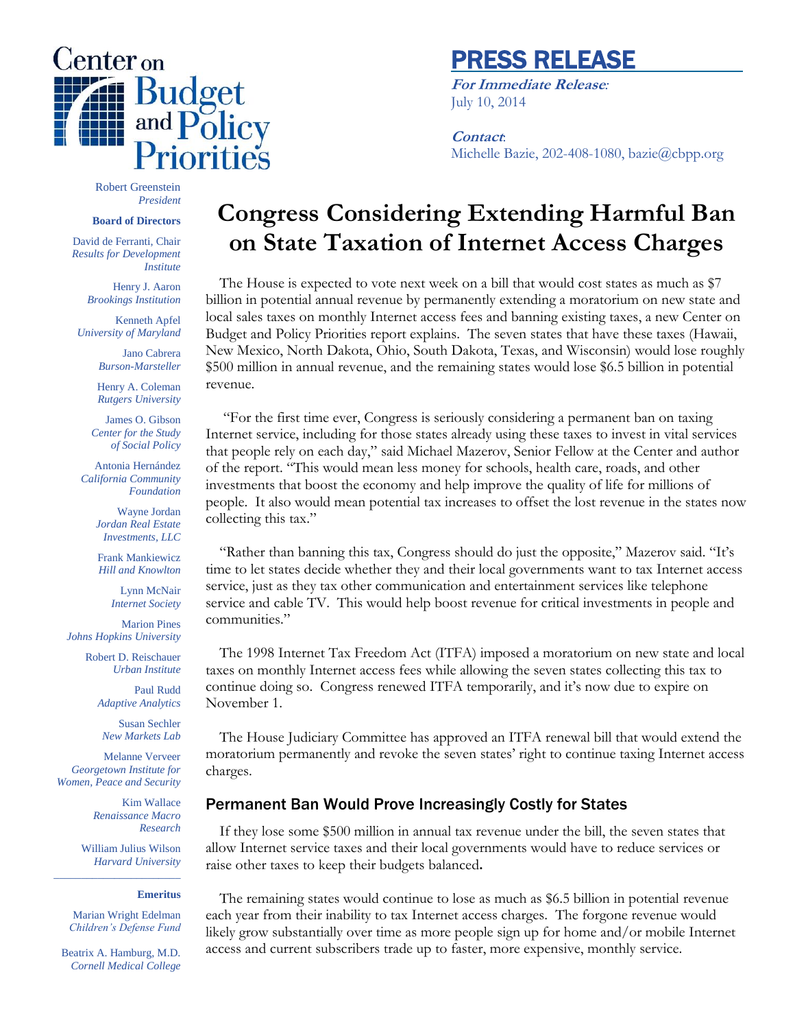Center on Budget and Policy Priorities

# PRESS RELEASE

***For Immediate Release:***
July 10, 2014

***Contact:***
Michelle Bazie, 202-408-1080, bazie@cbpp.org

Robert Greenstein
*President*

**Board of Directors**

David de Ferranti, Chair
*Results for Development Institute*

Henry J. Aaron
*Brookings Institution*

Kenneth Apfel
*University of Maryland*

Jano Cabrera
*Burson-Marsteller*

Henry A. Coleman
*Rutgers University*

James O. Gibson
*Center for the Study of Social Policy*

Antonia Hernández
*California Community Foundation*

Wayne Jordan
*Jordan Real Estate Investments, LLC*

Frank Mankiewicz
*Hill and Knowlton*

Lynn McNair
*Internet Society*

Marion Pines
*Johns Hopkins University*

Robert D. Reischauer
*Urban Institute*

Paul Rudd
*Adaptive Analytics*

Susan Sechler
*New Markets Lab*

Melanne Verveer
*Georgetown Institute for Women, Peace and Security*

Kim Wallace
*Renaissance Macro Research*

William Julius Wilson
*Harvard University*

**Emeritus**

Marian Wright Edelman
*Children's Defense Fund*

Beatrix A. Hamburg, M.D.
*Cornell Medical College*

# Congress Considering Extending Harmful Ban on State Taxation of Internet Access Charges

The House is expected to vote next week on a bill that would cost states as much as $7 billion in potential annual revenue by permanently extending a moratorium on new state and local sales taxes on monthly Internet access fees and banning existing taxes, a new Center on Budget and Policy Priorities report explains. The seven states that have these taxes (Hawaii, New Mexico, North Dakota, Ohio, South Dakota, Texas, and Wisconsin) would lose roughly $500 million in annual revenue, and the remaining states would lose $6.5 billion in potential revenue.

"For the first time ever, Congress is seriously considering a permanent ban on taxing Internet service, including for those states already using these taxes to invest in vital services that people rely on each day," said Michael Mazerov, Senior Fellow at the Center and author of the report. "This would mean less money for schools, health care, roads, and other investments that boost the economy and help improve the quality of life for millions of people. It also would mean potential tax increases to offset the lost revenue in the states now collecting this tax."

"Rather than banning this tax, Congress should do just the opposite," Mazerov said. "It's time to let states decide whether they and their local governments want to tax Internet access service, just as they tax other communication and entertainment services like telephone service and cable TV. This would help boost revenue for critical investments in people and communities."

The 1998 Internet Tax Freedom Act (ITFA) imposed a moratorium on new state and local taxes on monthly Internet access fees while allowing the seven states collecting this tax to continue doing so. Congress renewed ITFA temporarily, and it's now due to expire on November 1.

The House Judiciary Committee has approved an ITFA renewal bill that would extend the moratorium permanently and revoke the seven states' right to continue taxing Internet access charges.

## Permanent Ban Would Prove Increasingly Costly for States

If they lose some $500 million in annual tax revenue under the bill, the seven states that allow Internet service taxes and their local governments would have to reduce services or raise other taxes to keep their budgets balanced.

The remaining states would continue to lose as much as $6.5 billion in potential revenue each year from their inability to tax Internet access charges. The forgone revenue would likely grow substantially over time as more people sign up for home and/or mobile Internet access and current subscribers trade up to faster, more expensive, monthly service.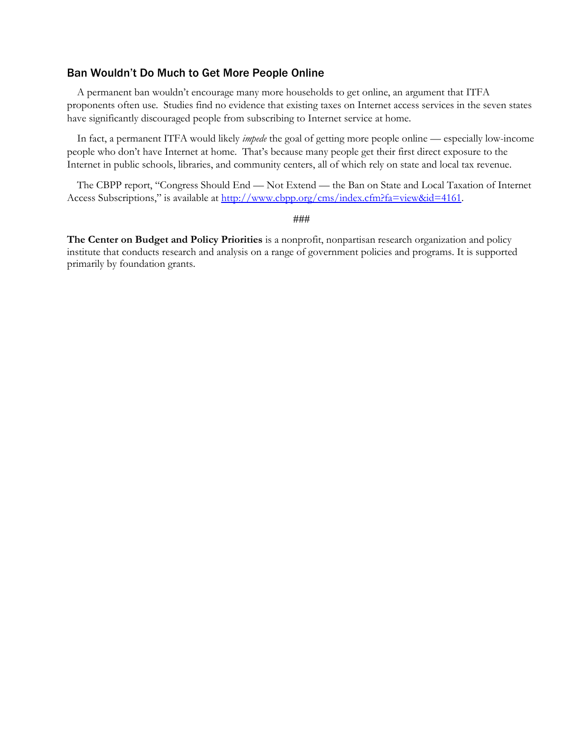## Ban Wouldn't Do Much to Get More People Online

A permanent ban wouldn't encourage many more households to get online, an argument that ITFA proponents often use. Studies find no evidence that existing taxes on Internet access services in the seven states have significantly discouraged people from subscribing to Internet service at home.

In fact, a permanent ITFA would likely *impede* the goal of getting more people online — especially low-income people who don't have Internet at home. That's because many people get their first direct exposure to the Internet in public schools, libraries, and community centers, all of which rely on state and local tax revenue.

The CBPP report, "Congress Should End — Not Extend — the Ban on State and Local Taxation of Internet Access Subscriptions," is available at http://www.cbpp.org/cms/index.cfm?fa=view&id=4161.

###

**The Center on Budget and Policy Priorities** is a nonprofit, nonpartisan research organization and policy institute that conducts research and analysis on a range of government policies and programs. It is supported primarily by foundation grants.